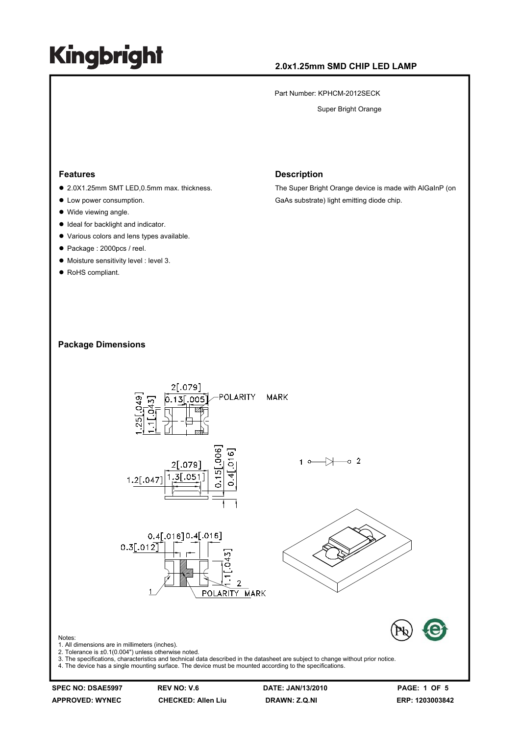# Kingbright

## 2.0x1.25mm SMD CHIP LED LAMP

Part Number: KPHCM-2012SECK

Super Bright Orange

### Features

- 2.0X1.25mm SMT LED,0.5mm max. thickness.
- Low power consumption.
- Wide viewing angle.
- Ideal for backlight and indicator.
- Various colors and lens types available.
- Package : 2000pcs / reel.
- Moisture sensitivity level : level 3.
- RoHS compliant.

### Description

The Super Bright Orange device is made with AlGaInP (on GaAs substrate) light emitting diode chip.

### Package Dimensions

Notes:
1. All dimensions are in millimeters (inches).
2. Tolerance is ±0.1(0.004") unless otherwise noted.
3. The specifications, characteristics and technical data described in the datasheet are subject to change without prior notice.
4. The device has a single mounting surface. The device must be mounted according to the specifications.

| SPEC NO: DSAE5997 | REV NO: V.6 | DATE: JAN/13/2010 | ERP: 1203003842 |
|---|---|---|---|
| APPROVED: WYNEC | CHECKED: Allen Liu | DRAWN: Z.Q.NI | |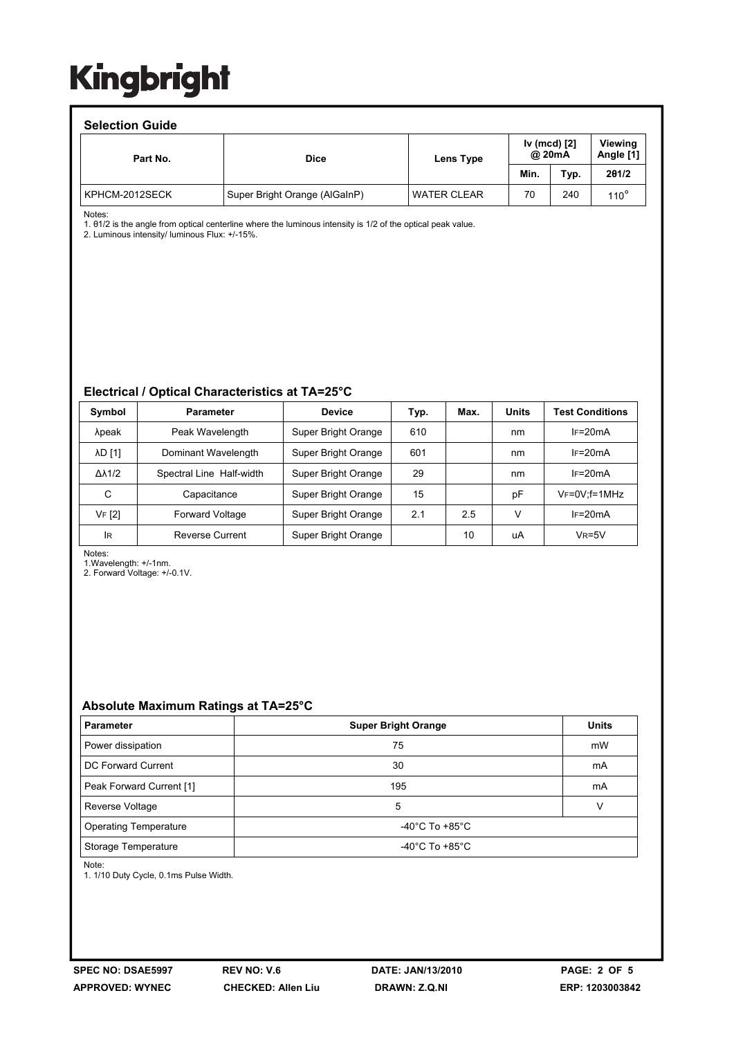## Selection Guide

| Part No. | Dice | Lens Type | Iv (mcd) [2] @ 20mA | | Viewing Angle [1] |
|---|---|---|---|---|---|
| | | | Min. | Typ. | 2θ1/2 |
| KPHCM-2012SECK | Super Bright Orange (AlGaInP) | WATER CLEAR | 70 | 240 | 110° |

Notes:
1. θ1/2 is the angle from optical centerline where the luminous intensity is 1/2 of the optical peak value.
2. Luminous intensity/ luminous Flux: +/-15%.

## Electrical / Optical Characteristics at TA=25°C

| Symbol | Parameter | Device | Typ. | Max. | Units | Test Conditions |
|---|---|---|---|---|---|---|
| λpeak | Peak Wavelength | Super Bright Orange | 610 | | nm | $I_F$=20mA |
| λD [1] | Dominant Wavelength | Super Bright Orange | 601 | | nm | $I_F$=20mA |
| Δλ1/2 | Spectral Line Half-width | Super Bright Orange | 29 | | nm | $I_F$=20mA |
| C | Capacitance | Super Bright Orange | 15 | | pF | $V_F$=0V;f=1MHz |
| $V_F$ [2] | Forward Voltage | Super Bright Orange | 2.1 | 2.5 | V | $I_F$=20mA |
| $I_R$ | Reverse Current | Super Bright Orange | | 10 | uA | $V_R$=5V |

Notes:
1.Wavelength: +/-1nm.
2. Forward Voltage: +/-0.1V.

## Absolute Maximum Ratings at TA=25°C

| Parameter | Super Bright Orange | Units |
|---|---|---|
| Power dissipation | 75 | mW |
| DC Forward Current | 30 | mA |
| Peak Forward Current [1] | 195 | mA |
| Reverse Voltage | 5 | V |
| Operating Temperature | -40°C To +85°C | |
| Storage Temperature | -40°C To +85°C | |

Note:
1. 1/10 Duty Cycle, 0.1ms Pulse Width.

SPEC NO: DSAE5997 REV NO: V.6 DATE: JAN/13/2010
APPROVED: WYNEC CHECKED: Allen Liu DRAWN: Z.Q.NI ERP: 1203003842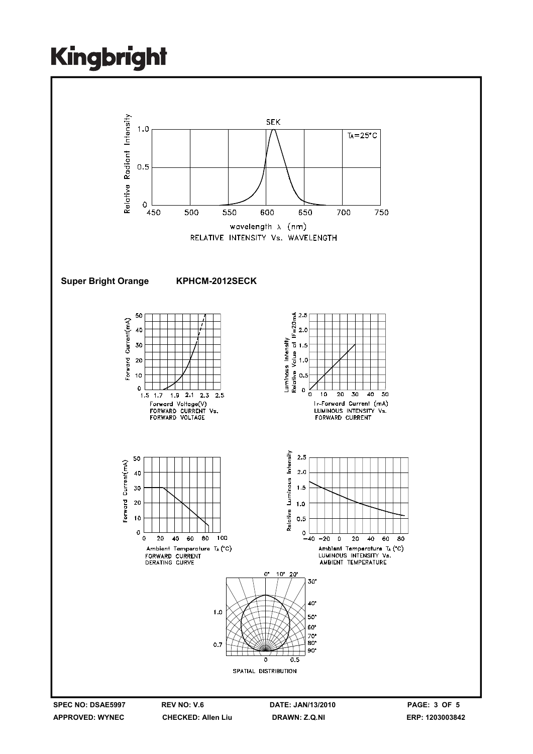# Kingbright

SEK

$T_A=25°C$

Relative Radiant Intensity

wavelength λ (nm)

RELATIVE INTENSITY Vs. WAVELENGTH

**Super Bright Orange KPHCM-2012SECK**

FORWARD CURRENT Vs. FORWARD VOLTAGE

LUMINOUS INTENSITY Vs. FORWARD CURRENT

FORWARD CURRENT DERATING CURVE

LUMINOUS INTENSITY Vs. AMBIENT TEMPERATURE

SPATIAL DISTRIBUTION

| SPEC NO: DSAE5997 | REV NO: V.6 | DATE: JAN/13/2010 | |
|---|---|---|---|
| APPROVED: WYNEC | CHECKED: Allen Liu | DRAWN: Z.Q.NI | ERP: 1203003842 |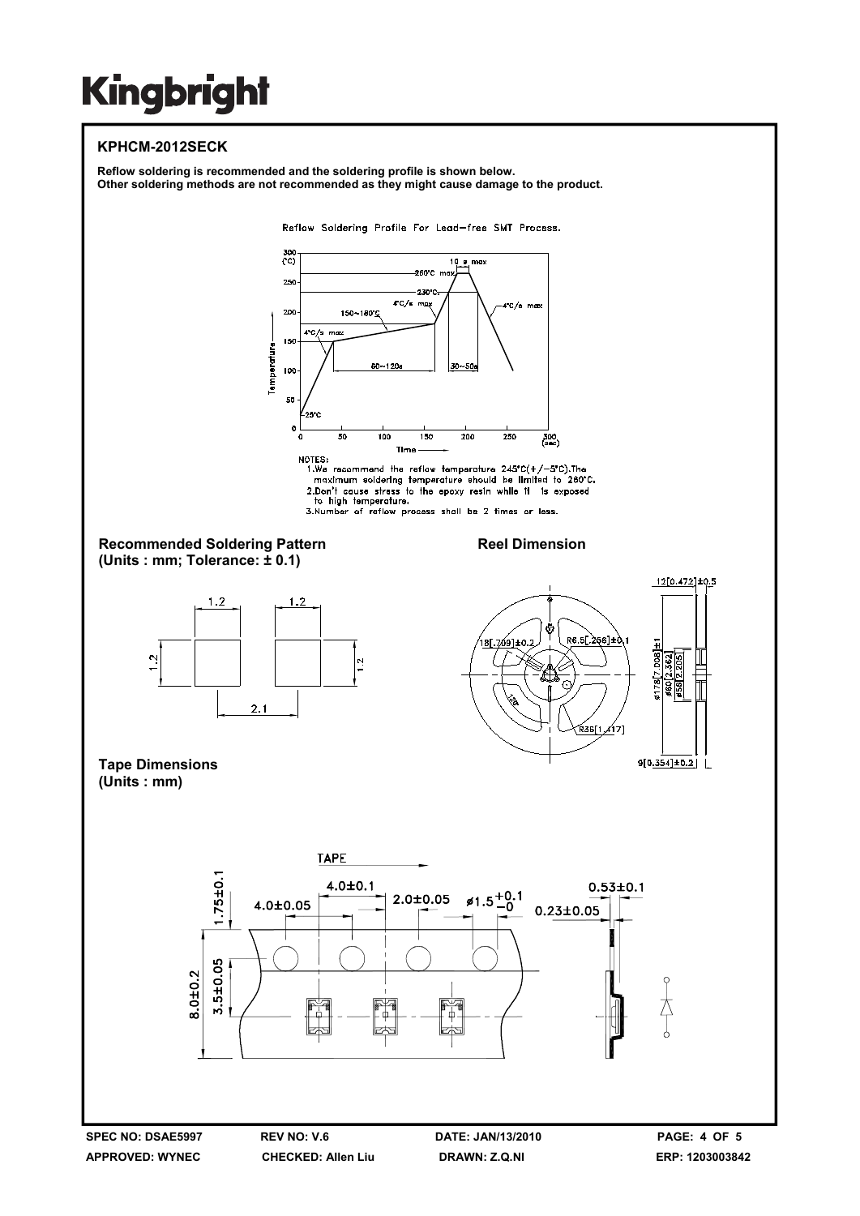# Kingbright

## KPHCM-2012SECK

**Reflow soldering is recommended and the soldering profile is shown below.**
**Other soldering methods are not recommended as they might cause damage to the product.**

Reflow Soldering Profile For Lead-free SMT Process.

NOTES:
1. We recommend the reflow temperature 245°C(+/-5°C). The maximum soldering temperature should be limited to 260°C.
2. Don't cause stress to the epoxy resin while it is exposed to high temperature.
3. Number of reflow process shall be 2 times or less.

### Recommended Soldering Pattern
**(Units : mm; Tolerance: ± 0.1)**

### Reel Dimension

### Tape Dimensions
**(Units : mm)**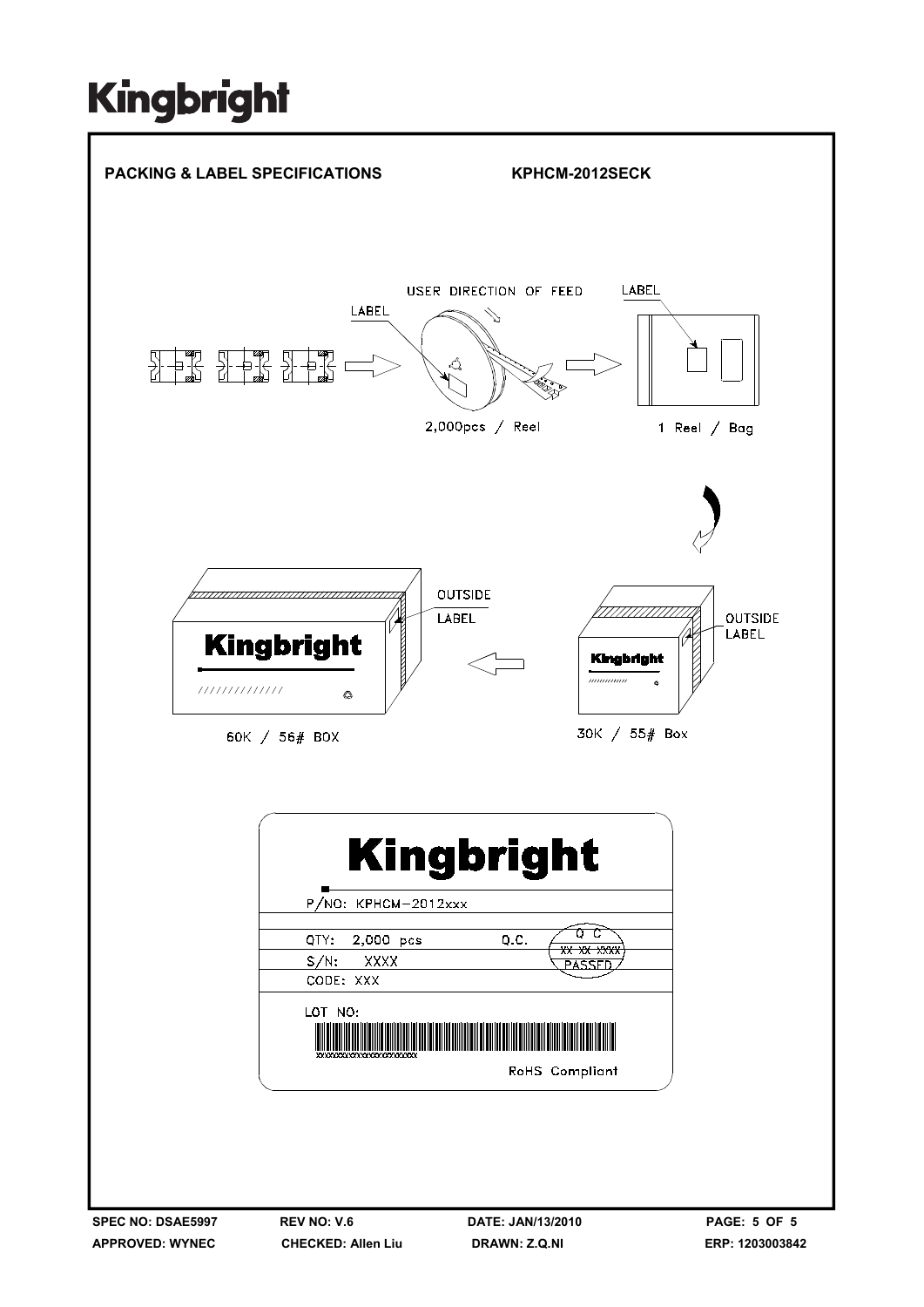## PACKING & LABEL SPECIFICATIONS

**KPHCM-2012SECK**

USER DIRECTION OF FEED

LABEL

LABEL

2,000pcs / Reel

1 Reel / Bag

OUTSIDE LABEL

OUTSIDE LABEL

Kingbright

Kingbright

60K / 56# BOX

30K / 55# Box

Kingbright

P/NO: KPHCM-2012xxx

QTY: 2,000 pcs    Q.C.    Q C XX XX XXXX PASSED

S/N: XXXX

CODE: XXX

LOT NO:

XXXXXXXXXXXXXXXXXXXXXXXX

RoHS Compliant

SPEC NO: DSAE5997    REV NO: V.6    DATE: JAN/13/2010

APPROVED: WYNEC    CHECKED: Allen Liu    DRAWN: Z.Q.NI    ERP: 1203003842